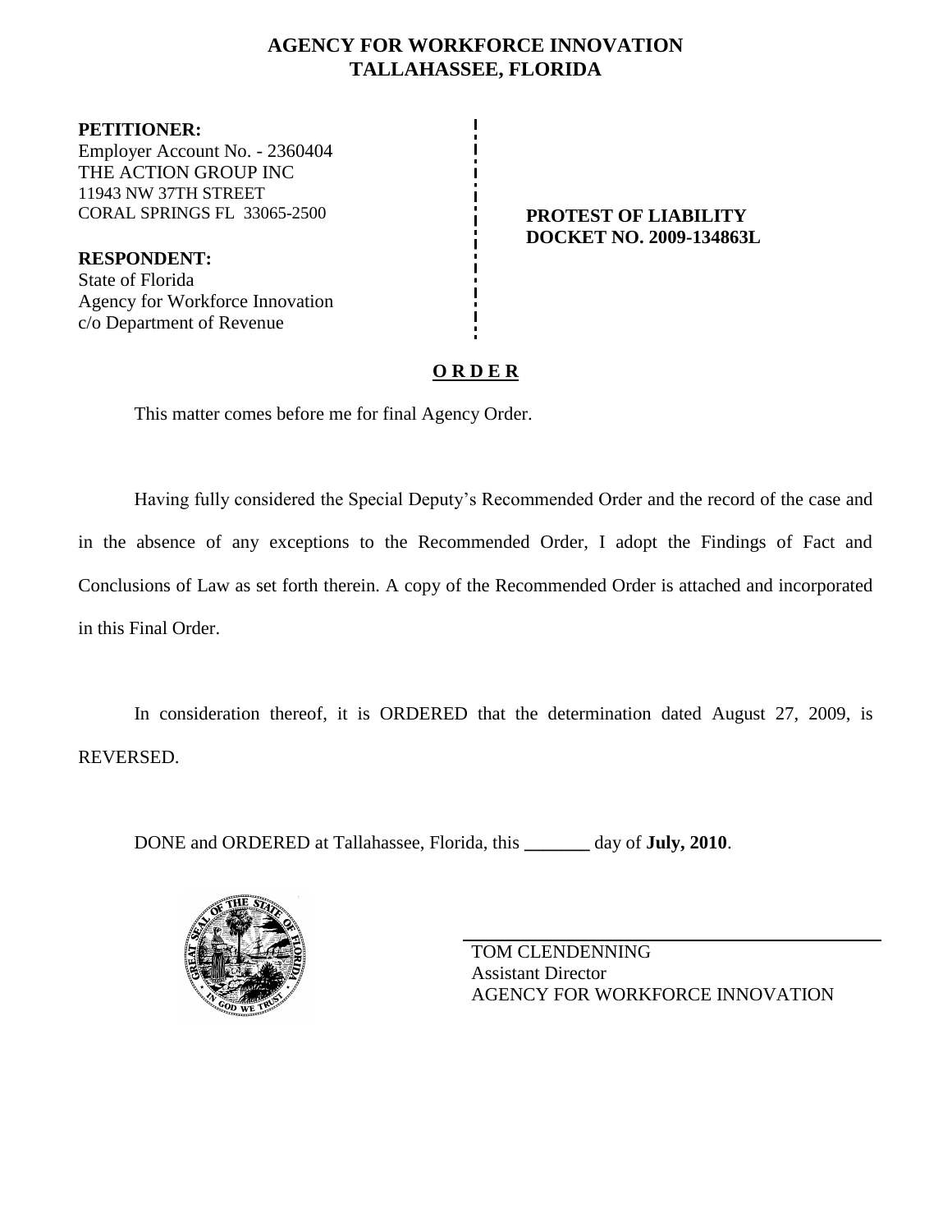# AGENCY FOR WORKFORCE INNOVATION
## TALLAHASSEE, FLORIDA

**PETITIONER:**
Employer Account No. - 2360404
THE ACTION GROUP INC
11943 NW 37TH STREET
CORAL SPRINGS FL 33065-2500

**RESPONDENT:**
State of Florida
Agency for Workforce Innovation
c/o Department of Revenue

**PROTEST OF LIABILITY**
**DOCKET NO. 2009-134863L**

**O R D E R**

This matter comes before me for final Agency Order.

Having fully considered the Special Deputy's Recommended Order and the record of the case and in the absence of any exceptions to the Recommended Order, I adopt the Findings of Fact and Conclusions of Law as set forth therein. A copy of the Recommended Order is attached and incorporated in this Final Order.

In consideration thereof, it is ORDERED that the determination dated August 27, 2009, is REVERSED.

DONE and ORDERED at Tallahassee, Florida, this _______ day of **July, 2010**.

TOM CLENDENNING
Assistant Director
AGENCY FOR WORKFORCE INNOVATION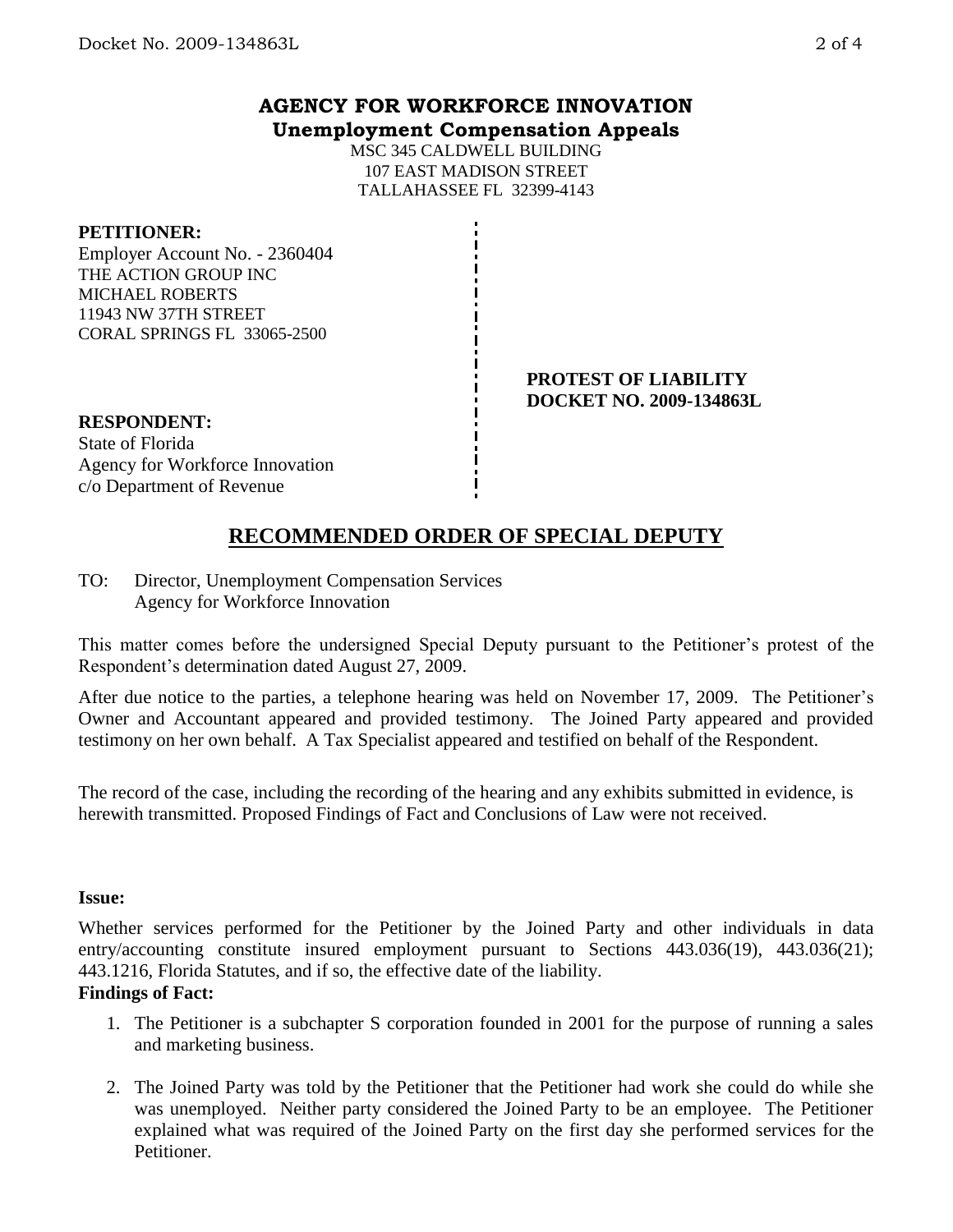## AGENCY FOR WORKFORCE INNOVATION
### Unemployment Compensation Appeals

MSC 345 CALDWELL BUILDING
107 EAST MADISON STREET
TALLAHASSEE FL 32399-4143

**PETITIONER:**
Employer Account No. - 2360404
THE ACTION GROUP INC
MICHAEL ROBERTS
11943 NW 37TH STREET
CORAL SPRINGS FL 33065-2500

**PROTEST OF LIABILITY**
**DOCKET NO. 2009-134863L**

**RESPONDENT:**
State of Florida
Agency for Workforce Innovation
c/o Department of Revenue

## RECOMMENDED ORDER OF SPECIAL DEPUTY

TO: Director, Unemployment Compensation Services
Agency for Workforce Innovation

This matter comes before the undersigned Special Deputy pursuant to the Petitioner's protest of the Respondent's determination dated August 27, 2009.

After due notice to the parties, a telephone hearing was held on November 17, 2009. The Petitioner's Owner and Accountant appeared and provided testimony. The Joined Party appeared and provided testimony on her own behalf. A Tax Specialist appeared and testified on behalf of the Respondent.

The record of the case, including the recording of the hearing and any exhibits submitted in evidence, is herewith transmitted. Proposed Findings of Fact and Conclusions of Law were not received.

**Issue:**

Whether services performed for the Petitioner by the Joined Party and other individuals in data entry/accounting constitute insured employment pursuant to Sections 443.036(19), 443.036(21); 443.1216, Florida Statutes, and if so, the effective date of the liability.

**Findings of Fact:**

1. The Petitioner is a subchapter S corporation founded in 2001 for the purpose of running a sales and marketing business.

2. The Joined Party was told by the Petitioner that the Petitioner had work she could do while she was unemployed. Neither party considered the Joined Party to be an employee. The Petitioner explained what was required of the Joined Party on the first day she performed services for the Petitioner.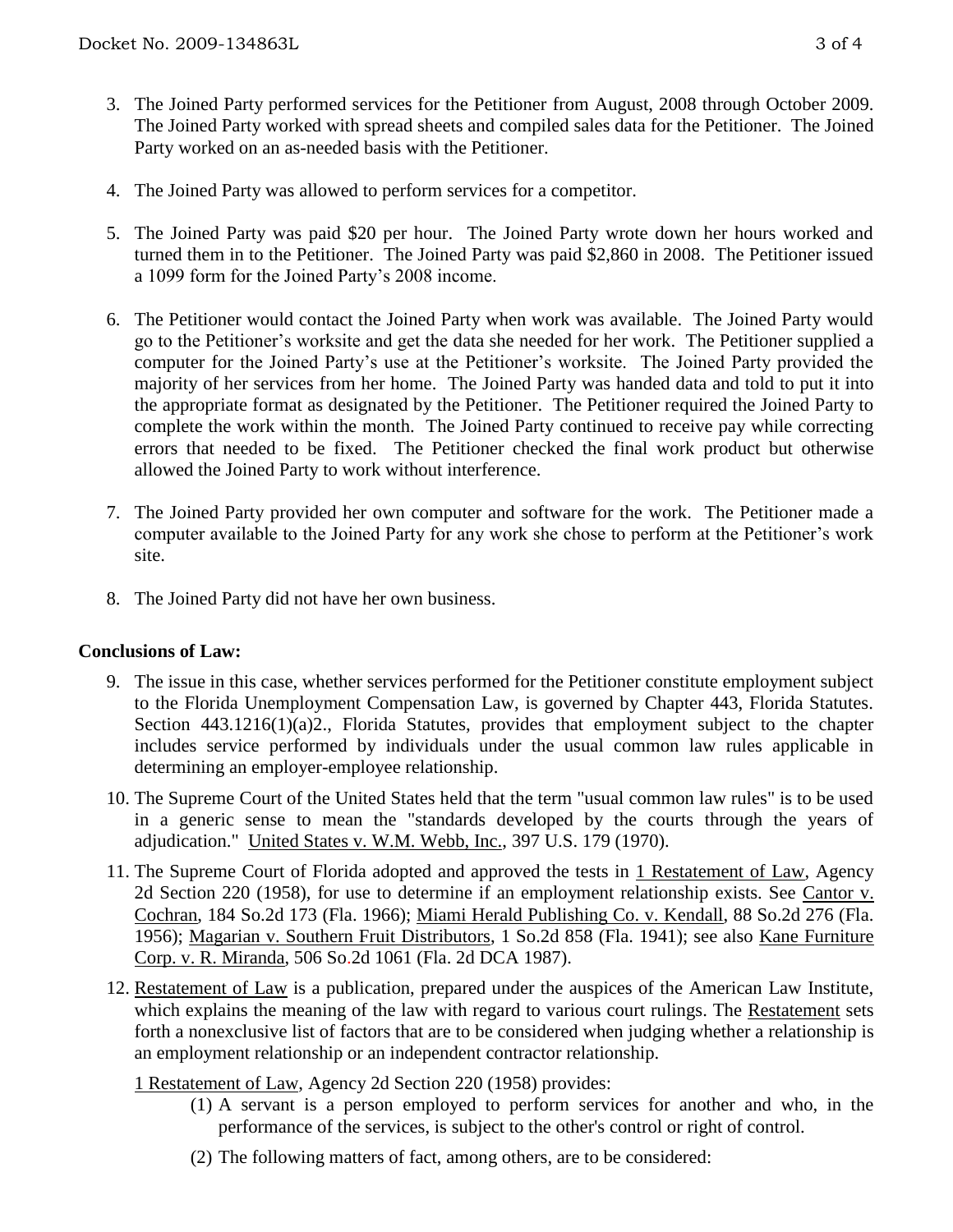3. The Joined Party performed services for the Petitioner from August, 2008 through October 2009. The Joined Party worked with spread sheets and compiled sales data for the Petitioner. The Joined Party worked on an as-needed basis with the Petitioner.

4. The Joined Party was allowed to perform services for a competitor.

5. The Joined Party was paid $20 per hour. The Joined Party wrote down her hours worked and turned them in to the Petitioner. The Joined Party was paid $2,860 in 2008. The Petitioner issued a 1099 form for the Joined Party's 2008 income.

6. The Petitioner would contact the Joined Party when work was available. The Joined Party would go to the Petitioner's worksite and get the data she needed for her work. The Petitioner supplied a computer for the Joined Party's use at the Petitioner's worksite. The Joined Party provided the majority of her services from her home. The Joined Party was handed data and told to put it into the appropriate format as designated by the Petitioner. The Petitioner required the Joined Party to complete the work within the month. The Joined Party continued to receive pay while correcting errors that needed to be fixed. The Petitioner checked the final work product but otherwise allowed the Joined Party to work without interference.

7. The Joined Party provided her own computer and software for the work. The Petitioner made a computer available to the Joined Party for any work she chose to perform at the Petitioner's work site.

8. The Joined Party did not have her own business.

**Conclusions of Law:**

9. The issue in this case, whether services performed for the Petitioner constitute employment subject to the Florida Unemployment Compensation Law, is governed by Chapter 443, Florida Statutes. Section 443.1216(1)(a)2., Florida Statutes, provides that employment subject to the chapter includes service performed by individuals under the usual common law rules applicable in determining an employer-employee relationship.

10. The Supreme Court of the United States held that the term "usual common law rules" is to be used in a generic sense to mean the "standards developed by the courts through the years of adjudication." United States v. W.M. Webb, Inc., 397 U.S. 179 (1970).

11. The Supreme Court of Florida adopted and approved the tests in 1 Restatement of Law, Agency 2d Section 220 (1958), for use to determine if an employment relationship exists. See Cantor v. Cochran, 184 So.2d 173 (Fla. 1966); Miami Herald Publishing Co. v. Kendall, 88 So.2d 276 (Fla. 1956); Magarian v. Southern Fruit Distributors, 1 So.2d 858 (Fla. 1941); see also Kane Furniture Corp. v. R. Miranda, 506 So.2d 1061 (Fla. 2d DCA 1987).

12. Restatement of Law is a publication, prepared under the auspices of the American Law Institute, which explains the meaning of the law with regard to various court rulings. The Restatement sets forth a nonexclusive list of factors that are to be considered when judging whether a relationship is an employment relationship or an independent contractor relationship.

    1 Restatement of Law, Agency 2d Section 220 (1958) provides:

    (1) A servant is a person employed to perform services for another and who, in the performance of the services, is subject to the other's control or right of control.

    (2) The following matters of fact, among others, are to be considered: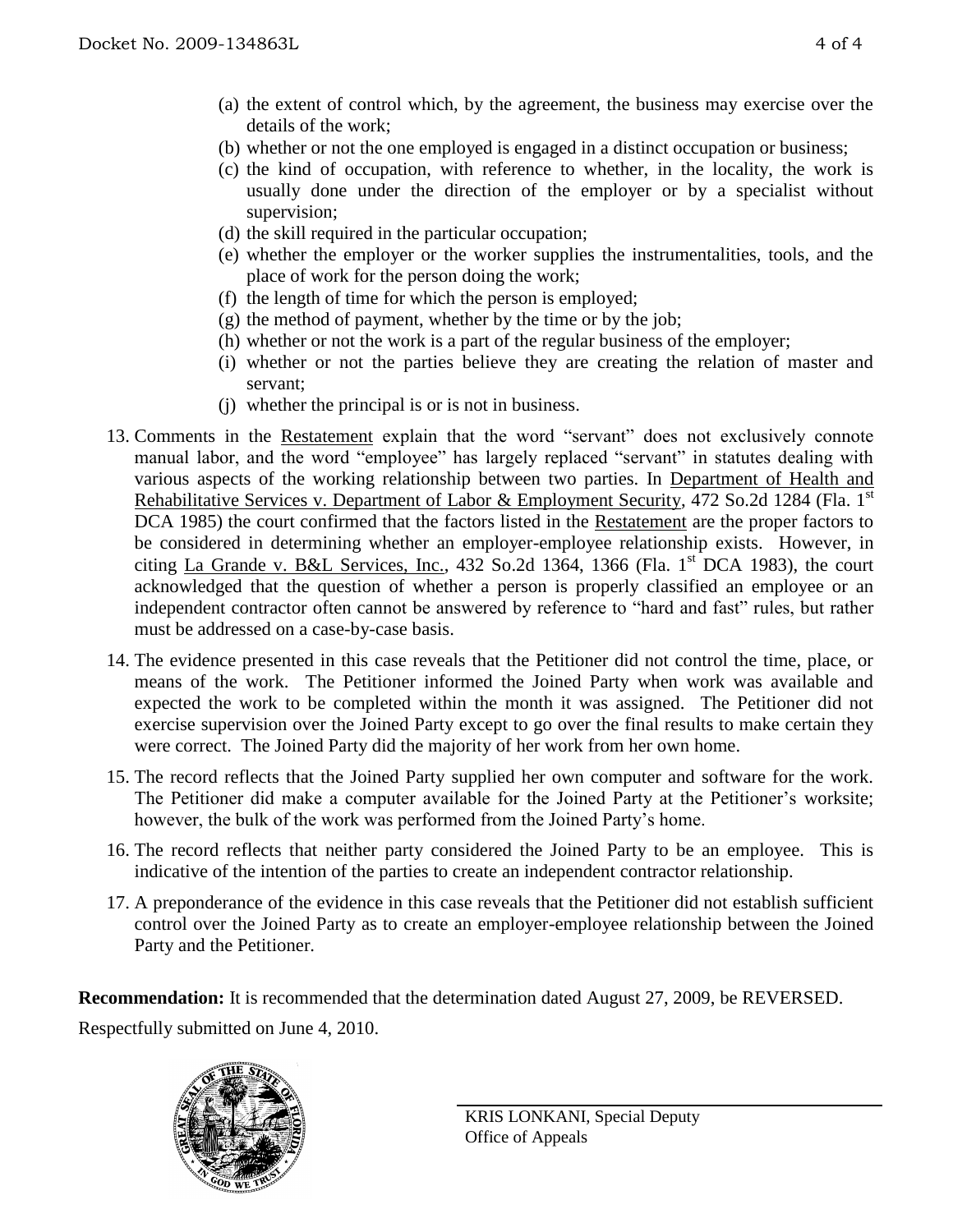(a) the extent of control which, by the agreement, the business may exercise over the details of the work;
(b) whether or not the one employed is engaged in a distinct occupation or business;
(c) the kind of occupation, with reference to whether, in the locality, the work is usually done under the direction of the employer or by a specialist without supervision;
(d) the skill required in the particular occupation;
(e) whether the employer or the worker supplies the instrumentalities, tools, and the place of work for the person doing the work;
(f) the length of time for which the person is employed;
(g) the method of payment, whether by the time or by the job;
(h) whether or not the work is a part of the regular business of the employer;
(i) whether or not the parties believe they are creating the relation of master and servant;
(j) whether the principal is or is not in business.

13. Comments in the Restatement explain that the word "servant" does not exclusively connote manual labor, and the word "employee" has largely replaced "servant" in statutes dealing with various aspects of the working relationship between two parties. In Department of Health and Rehabilitative Services v. Department of Labor & Employment Security, 472 So.2d 1284 (Fla. 1st DCA 1985) the court confirmed that the factors listed in the Restatement are the proper factors to be considered in determining whether an employer-employee relationship exists. However, in citing La Grande v. B&L Services, Inc., 432 So.2d 1364, 1366 (Fla. 1st DCA 1983), the court acknowledged that the question of whether a person is properly classified an employee or an independent contractor often cannot be answered by reference to "hard and fast" rules, but rather must be addressed on a case-by-case basis.

14. The evidence presented in this case reveals that the Petitioner did not control the time, place, or means of the work. The Petitioner informed the Joined Party when work was available and expected the work to be completed within the month it was assigned. The Petitioner did not exercise supervision over the Joined Party except to go over the final results to make certain they were correct. The Joined Party did the majority of her work from her own home.

15. The record reflects that the Joined Party supplied her own computer and software for the work. The Petitioner did make a computer available for the Joined Party at the Petitioner's worksite; however, the bulk of the work was performed from the Joined Party's home.

16. The record reflects that neither party considered the Joined Party to be an employee. This is indicative of the intention of the parties to create an independent contractor relationship.

17. A preponderance of the evidence in this case reveals that the Petitioner did not establish sufficient control over the Joined Party as to create an employer-employee relationship between the Joined Party and the Petitioner.

**Recommendation:** It is recommended that the determination dated August 27, 2009, be REVERSED.

Respectfully submitted on June 4, 2010.

KRIS LONKANI, Special Deputy
Office of Appeals